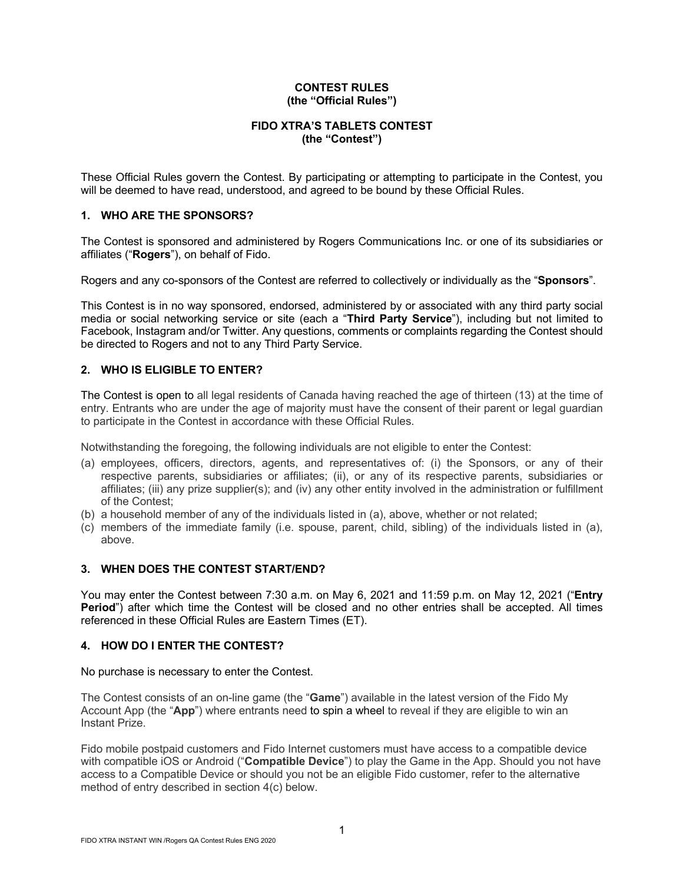**CONTEST RULES**
**(the "Official Rules")**

**FIDO XTRA'S TABLETS CONTEST**
**(the "Contest")**

These Official Rules govern the Contest. By participating or attempting to participate in the Contest, you will be deemed to have read, understood, and agreed to be bound by these Official Rules.

## 1. WHO ARE THE SPONSORS?

The Contest is sponsored and administered by Rogers Communications Inc. or one of its subsidiaries or affiliates ("**Rogers**"), on behalf of Fido.

Rogers and any co-sponsors of the Contest are referred to collectively or individually as the "**Sponsors**".

This Contest is in no way sponsored, endorsed, administered by or associated with any third party social media or social networking service or site (each a "**Third Party Service**"), including but not limited to Facebook, Instagram and/or Twitter. Any questions, comments or complaints regarding the Contest should be directed to Rogers and not to any Third Party Service.

## 2. WHO IS ELIGIBLE TO ENTER?

The Contest is open to all legal residents of Canada having reached the age of thirteen (13) at the time of entry. Entrants who are under the age of majority must have the consent of their parent or legal guardian to participate in the Contest in accordance with these Official Rules.

Notwithstanding the foregoing, the following individuals are not eligible to enter the Contest:

(a) employees, officers, directors, agents, and representatives of: (i) the Sponsors, or any of their respective parents, subsidiaries or affiliates; (ii), or any of its respective parents, subsidiaries or affiliates; (iii) any prize supplier(s); and (iv) any other entity involved in the administration or fulfillment of the Contest;
(b) a household member of any of the individuals listed in (a), above, whether or not related;
(c) members of the immediate family (i.e. spouse, parent, child, sibling) of the individuals listed in (a), above.

## 3. WHEN DOES THE CONTEST START/END?

You may enter the Contest between 7:30 a.m. on May 6, 2021 and 11:59 p.m. on May 12, 2021 ("**Entry Period**") after which time the Contest will be closed and no other entries shall be accepted. All times referenced in these Official Rules are Eastern Times (ET).

## 4. HOW DO I ENTER THE CONTEST?

No purchase is necessary to enter the Contest.

The Contest consists of an on-line game (the "**Game**") available in the latest version of the Fido My Account App (the "**App**") where entrants need to spin a wheel to reveal if they are eligible to win an Instant Prize.

Fido mobile postpaid customers and Fido Internet customers must have access to a compatible device with compatible iOS or Android ("**Compatible Device**") to play the Game in the App. Should you not have access to a Compatible Device or should you not be an eligible Fido customer, refer to the alternative method of entry described in section 4(c) below.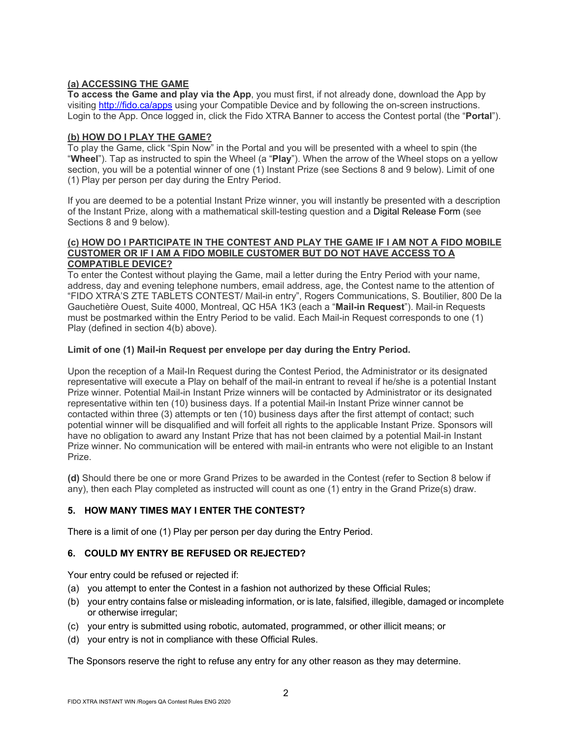**(a) ACCESSING THE GAME**

**To access the Game and play via the App**, you must first, if not already done, download the App by visiting http://fido.ca/apps using your Compatible Device and by following the on-screen instructions. Login to the App. Once logged in, click the Fido XTRA Banner to access the Contest portal (the "**Portal**").

**(b) HOW DO I PLAY THE GAME?**

To play the Game, click "Spin Now" in the Portal and you will be presented with a wheel to spin (the "**Wheel**"). Tap as instructed to spin the Wheel (a "**Play**"). When the arrow of the Wheel stops on a yellow section, you will be a potential winner of one (1) Instant Prize (see Sections 8 and 9 below). Limit of one (1) Play per person per day during the Entry Period.

If you are deemed to be a potential Instant Prize winner, you will instantly be presented with a description of the Instant Prize, along with a mathematical skill-testing question and a Digital Release Form (see Sections 8 and 9 below).

**(c) HOW DO I PARTICIPATE IN THE CONTEST AND PLAY THE GAME IF I AM NOT A FIDO MOBILE CUSTOMER OR IF I AM A FIDO MOBILE CUSTOMER BUT DO NOT HAVE ACCESS TO A COMPATIBLE DEVICE?**

To enter the Contest without playing the Game, mail a letter during the Entry Period with your name, address, day and evening telephone numbers, email address, age, the Contest name to the attention of "FIDO XTRA'S ZTE TABLETS CONTEST/ Mail-in entry", Rogers Communications, S. Boutilier, 800 De la Gauchetière Ouest, Suite 4000, Montreal, QC H5A 1K3 (each a "**Mail-in Request**"). Mail-in Requests must be postmarked within the Entry Period to be valid. Each Mail-in Request corresponds to one (1) Play (defined in section 4(b) above).

**Limit of one (1) Mail-in Request per envelope per day during the Entry Period.**

Upon the reception of a Mail-In Request during the Contest Period, the Administrator or its designated representative will execute a Play on behalf of the mail-in entrant to reveal if he/she is a potential Instant Prize winner. Potential Mail-in Instant Prize winners will be contacted by Administrator or its designated representative within ten (10) business days. If a potential Mail-in Instant Prize winner cannot be contacted within three (3) attempts or ten (10) business days after the first attempt of contact; such potential winner will be disqualified and will forfeit all rights to the applicable Instant Prize. Sponsors will have no obligation to award any Instant Prize that has not been claimed by a potential Mail-in Instant Prize winner. No communication will be entered with mail-in entrants who were not eligible to an Instant Prize.

**(d)** Should there be one or more Grand Prizes to be awarded in the Contest (refer to Section 8 below if any), then each Play completed as instructed will count as one (1) entry in the Grand Prize(s) draw.

## 5. HOW MANY TIMES MAY I ENTER THE CONTEST?

There is a limit of one (1) Play per person per day during the Entry Period.

## 6. COULD MY ENTRY BE REFUSED OR REJECTED?

Your entry could be refused or rejected if:

(a) you attempt to enter the Contest in a fashion not authorized by these Official Rules;
(b) your entry contains false or misleading information, or is late, falsified, illegible, damaged or incomplete or otherwise irregular;
(c) your entry is submitted using robotic, automated, programmed, or other illicit means; or
(d) your entry is not in compliance with these Official Rules.

The Sponsors reserve the right to refuse any entry for any other reason as they may determine.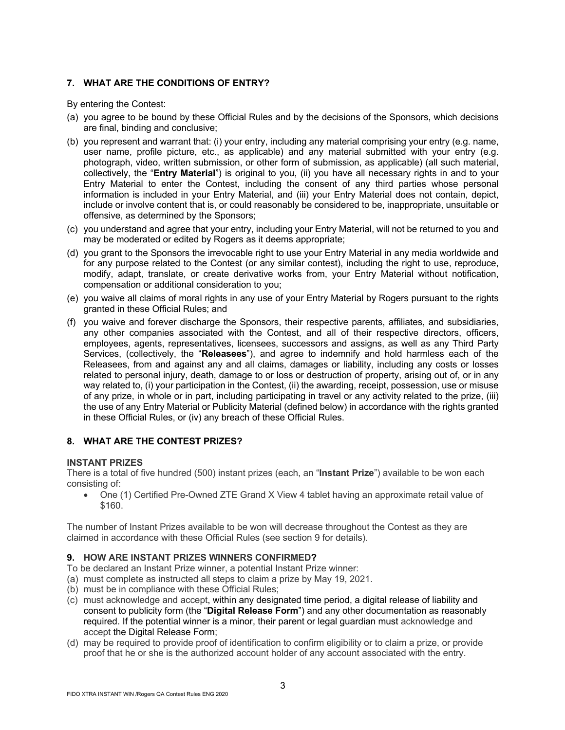## 7. WHAT ARE THE CONDITIONS OF ENTRY?

By entering the Contest:

(a) you agree to be bound by these Official Rules and by the decisions of the Sponsors, which decisions are final, binding and conclusive;

(b) you represent and warrant that: (i) your entry, including any material comprising your entry (e.g. name, user name, profile picture, etc., as applicable) and any material submitted with your entry (e.g. photograph, video, written submission, or other form of submission, as applicable) (all such material, collectively, the "**Entry Material**") is original to you, (ii) you have all necessary rights in and to your Entry Material to enter the Contest, including the consent of any third parties whose personal information is included in your Entry Material, and (iii) your Entry Material does not contain, depict, include or involve content that is, or could reasonably be considered to be, inappropriate, unsuitable or offensive, as determined by the Sponsors;

(c) you understand and agree that your entry, including your Entry Material, will not be returned to you and may be moderated or edited by Rogers as it deems appropriate;

(d) you grant to the Sponsors the irrevocable right to use your Entry Material in any media worldwide and for any purpose related to the Contest (or any similar contest), including the right to use, reproduce, modify, adapt, translate, or create derivative works from, your Entry Material without notification, compensation or additional consideration to you;

(e) you waive all claims of moral rights in any use of your Entry Material by Rogers pursuant to the rights granted in these Official Rules; and

(f) you waive and forever discharge the Sponsors, their respective parents, affiliates, and subsidiaries, any other companies associated with the Contest, and all of their respective directors, officers, employees, agents, representatives, licensees, successors and assigns, as well as any Third Party Services, (collectively, the "**Releasees**"), and agree to indemnify and hold harmless each of the Releasees, from and against any and all claims, damages or liability, including any costs or losses related to personal injury, death, damage to or loss or destruction of property, arising out of, or in any way related to, (i) your participation in the Contest, (ii) the awarding, receipt, possession, use or misuse of any prize, in whole or in part, including participating in travel or any activity related to the prize, (iii) the use of any Entry Material or Publicity Material (defined below) in accordance with the rights granted in these Official Rules, or (iv) any breach of these Official Rules.

## 8. WHAT ARE THE CONTEST PRIZES?

**INSTANT PRIZES**

There is a total of five hundred (500) instant prizes (each, an "**Instant Prize**") available to be won each consisting of:

- One (1) Certified Pre-Owned ZTE Grand X View 4 tablet having an approximate retail value of $160.

The number of Instant Prizes available to be won will decrease throughout the Contest as they are claimed in accordance with these Official Rules (see section 9 for details).

## 9. HOW ARE INSTANT PRIZES WINNERS CONFIRMED?

To be declared an Instant Prize winner, a potential Instant Prize winner:

(a) must complete as instructed all steps to claim a prize by May 19, 2021.

(b) must be in compliance with these Official Rules;

(c) must acknowledge and accept, within any designated time period, a digital release of liability and consent to publicity form (the "**Digital Release Form**") and any other documentation as reasonably required. If the potential winner is a minor, their parent or legal guardian must acknowledge and accept the Digital Release Form;

(d) may be required to provide proof of identification to confirm eligibility or to claim a prize, or provide proof that he or she is the authorized account holder of any account associated with the entry.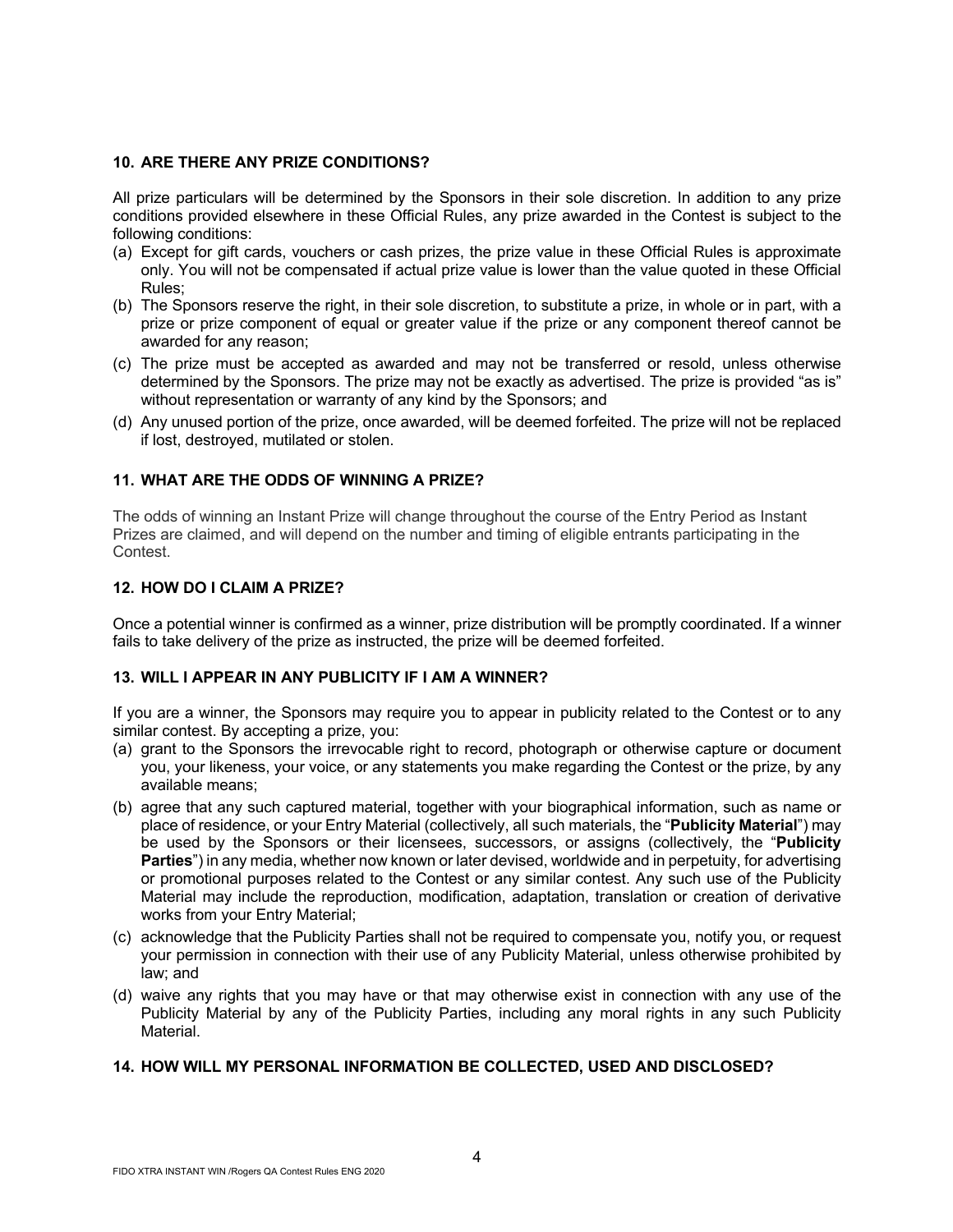### 10. ARE THERE ANY PRIZE CONDITIONS?

All prize particulars will be determined by the Sponsors in their sole discretion. In addition to any prize conditions provided elsewhere in these Official Rules, any prize awarded in the Contest is subject to the following conditions:

(a) Except for gift cards, vouchers or cash prizes, the prize value in these Official Rules is approximate only. You will not be compensated if actual prize value is lower than the value quoted in these Official Rules;

(b) The Sponsors reserve the right, in their sole discretion, to substitute a prize, in whole or in part, with a prize or prize component of equal or greater value if the prize or any component thereof cannot be awarded for any reason;

(c) The prize must be accepted as awarded and may not be transferred or resold, unless otherwise determined by the Sponsors. The prize may not be exactly as advertised. The prize is provided "as is" without representation or warranty of any kind by the Sponsors; and

(d) Any unused portion of the prize, once awarded, will be deemed forfeited. The prize will not be replaced if lost, destroyed, mutilated or stolen.

### 11. WHAT ARE THE ODDS OF WINNING A PRIZE?

The odds of winning an Instant Prize will change throughout the course of the Entry Period as Instant Prizes are claimed, and will depend on the number and timing of eligible entrants participating in the Contest.

### 12. HOW DO I CLAIM A PRIZE?

Once a potential winner is confirmed as a winner, prize distribution will be promptly coordinated. If a winner fails to take delivery of the prize as instructed, the prize will be deemed forfeited.

### 13. WILL I APPEAR IN ANY PUBLICITY IF I AM A WINNER?

If you are a winner, the Sponsors may require you to appear in publicity related to the Contest or to any similar contest. By accepting a prize, you:

(a) grant to the Sponsors the irrevocable right to record, photograph or otherwise capture or document you, your likeness, your voice, or any statements you make regarding the Contest or the prize, by any available means;

(b) agree that any such captured material, together with your biographical information, such as name or place of residence, or your Entry Material (collectively, all such materials, the "**Publicity Material**") may be used by the Sponsors or their licensees, successors, or assigns (collectively, the "**Publicity Parties**") in any media, whether now known or later devised, worldwide and in perpetuity, for advertising or promotional purposes related to the Contest or any similar contest. Any such use of the Publicity Material may include the reproduction, modification, adaptation, translation or creation of derivative works from your Entry Material;

(c) acknowledge that the Publicity Parties shall not be required to compensate you, notify you, or request your permission in connection with their use of any Publicity Material, unless otherwise prohibited by law; and

(d) waive any rights that you may have or that may otherwise exist in connection with any use of the Publicity Material by any of the Publicity Parties, including any moral rights in any such Publicity Material.

### 14. HOW WILL MY PERSONAL INFORMATION BE COLLECTED, USED AND DISCLOSED?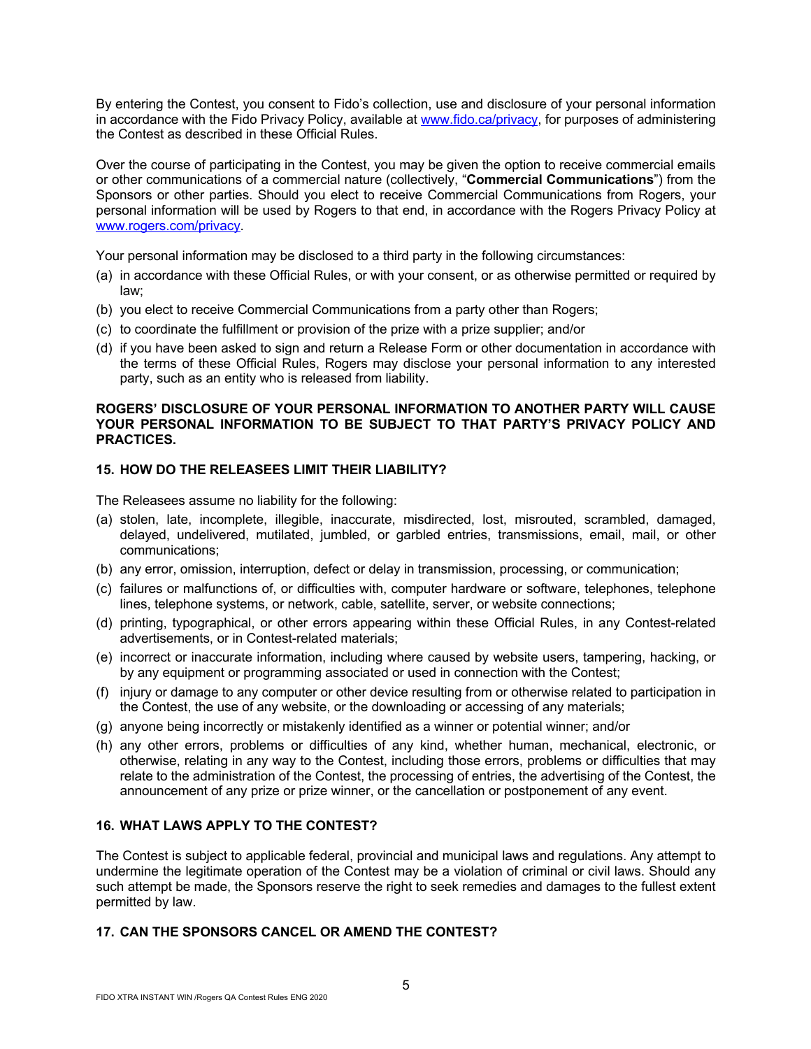By entering the Contest, you consent to Fido's collection, use and disclosure of your personal information in accordance with the Fido Privacy Policy, available at [www.fido.ca/privacy](http://www.fido.ca/privacy), for purposes of administering the Contest as described in these Official Rules.

Over the course of participating in the Contest, you may be given the option to receive commercial emails or other communications of a commercial nature (collectively, "**Commercial Communications**") from the Sponsors or other parties. Should you elect to receive Commercial Communications from Rogers, your personal information will be used by Rogers to that end, in accordance with the Rogers Privacy Policy at [www.rogers.com/privacy](http://www.rogers.com/privacy).

Your personal information may be disclosed to a third party in the following circumstances:

(a) in accordance with these Official Rules, or with your consent, or as otherwise permitted or required by law;

(b) you elect to receive Commercial Communications from a party other than Rogers;

(c) to coordinate the fulfillment or provision of the prize with a prize supplier; and/or

(d) if you have been asked to sign and return a Release Form or other documentation in accordance with the terms of these Official Rules, Rogers may disclose your personal information to any interested party, such as an entity who is released from liability.

**ROGERS' DISCLOSURE OF YOUR PERSONAL INFORMATION TO ANOTHER PARTY WILL CAUSE YOUR PERSONAL INFORMATION TO BE SUBJECT TO THAT PARTY'S PRIVACY POLICY AND PRACTICES.**

## 15. HOW DO THE RELEASEES LIMIT THEIR LIABILITY?

The Releasees assume no liability for the following:

(a) stolen, late, incomplete, illegible, inaccurate, misdirected, lost, misrouted, scrambled, damaged, delayed, undelivered, mutilated, jumbled, or garbled entries, transmissions, email, mail, or other communications;

(b) any error, omission, interruption, defect or delay in transmission, processing, or communication;

(c) failures or malfunctions of, or difficulties with, computer hardware or software, telephones, telephone lines, telephone systems, or network, cable, satellite, server, or website connections;

(d) printing, typographical, or other errors appearing within these Official Rules, in any Contest-related advertisements, or in Contest-related materials;

(e) incorrect or inaccurate information, including where caused by website users, tampering, hacking, or by any equipment or programming associated or used in connection with the Contest;

(f) injury or damage to any computer or other device resulting from or otherwise related to participation in the Contest, the use of any website, or the downloading or accessing of any materials;

(g) anyone being incorrectly or mistakenly identified as a winner or potential winner; and/or

(h) any other errors, problems or difficulties of any kind, whether human, mechanical, electronic, or otherwise, relating in any way to the Contest, including those errors, problems or difficulties that may relate to the administration of the Contest, the processing of entries, the advertising of the Contest, the announcement of any prize or prize winner, or the cancellation or postponement of any event.

## 16. WHAT LAWS APPLY TO THE CONTEST?

The Contest is subject to applicable federal, provincial and municipal laws and regulations. Any attempt to undermine the legitimate operation of the Contest may be a violation of criminal or civil laws. Should any such attempt be made, the Sponsors reserve the right to seek remedies and damages to the fullest extent permitted by law.

## 17. CAN THE SPONSORS CANCEL OR AMEND THE CONTEST?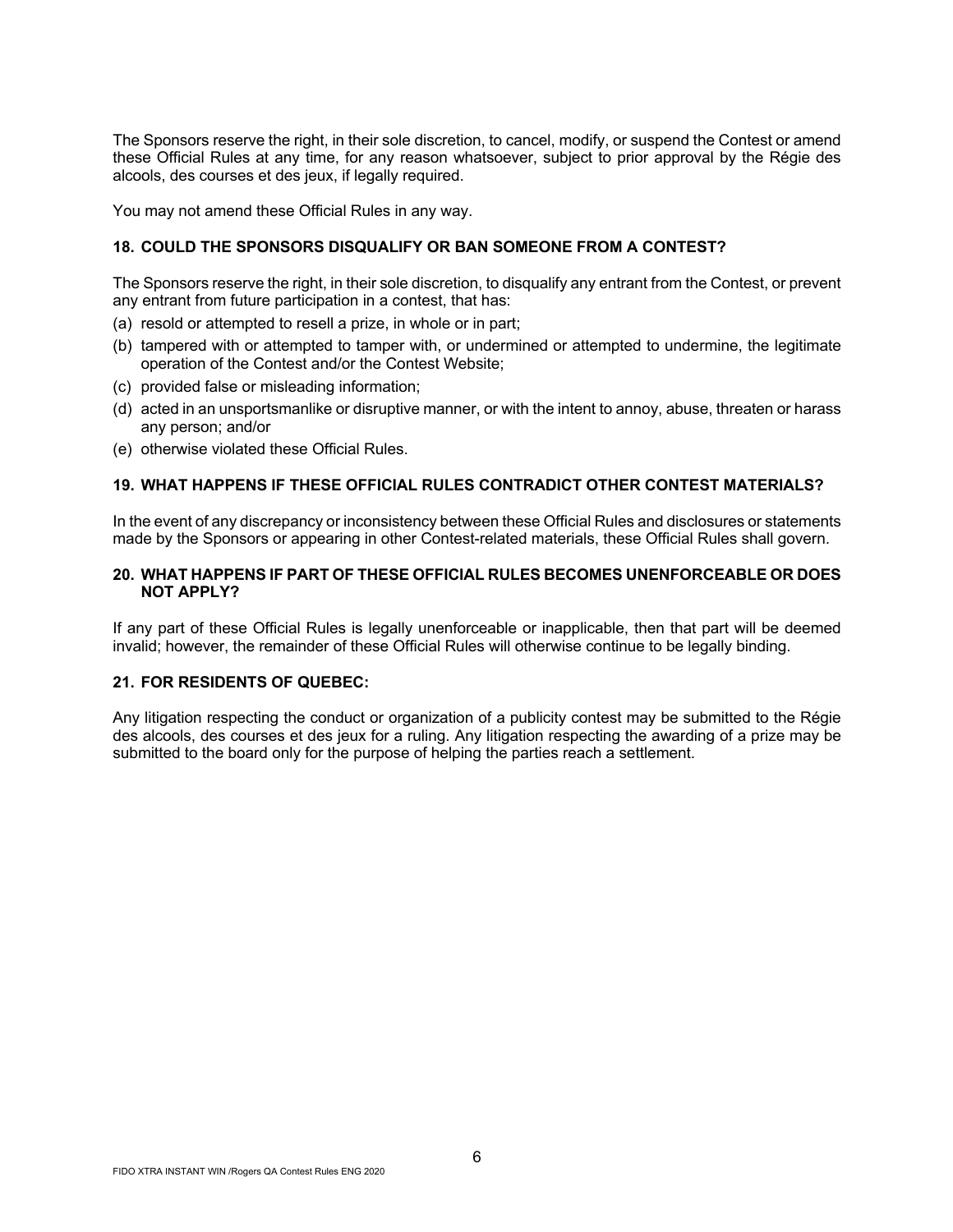The Sponsors reserve the right, in their sole discretion, to cancel, modify, or suspend the Contest or amend these Official Rules at any time, for any reason whatsoever, subject to prior approval by the Régie des alcools, des courses et des jeux, if legally required.

You may not amend these Official Rules in any way.

### 18. COULD THE SPONSORS DISQUALIFY OR BAN SOMEONE FROM A CONTEST?

The Sponsors reserve the right, in their sole discretion, to disqualify any entrant from the Contest, or prevent any entrant from future participation in a contest, that has:

(a) resold or attempted to resell a prize, in whole or in part;

(b) tampered with or attempted to tamper with, or undermined or attempted to undermine, the legitimate operation of the Contest and/or the Contest Website;

(c) provided false or misleading information;

(d) acted in an unsportsmanlike or disruptive manner, or with the intent to annoy, abuse, threaten or harass any person; and/or

(e) otherwise violated these Official Rules.

### 19. WHAT HAPPENS IF THESE OFFICIAL RULES CONTRADICT OTHER CONTEST MATERIALS?

In the event of any discrepancy or inconsistency between these Official Rules and disclosures or statements made by the Sponsors or appearing in other Contest-related materials, these Official Rules shall govern.

### 20. WHAT HAPPENS IF PART OF THESE OFFICIAL RULES BECOMES UNENFORCEABLE OR DOES NOT APPLY?

If any part of these Official Rules is legally unenforceable or inapplicable, then that part will be deemed invalid; however, the remainder of these Official Rules will otherwise continue to be legally binding.

### 21. FOR RESIDENTS OF QUEBEC:

Any litigation respecting the conduct or organization of a publicity contest may be submitted to the Régie des alcools, des courses et des jeux for a ruling. Any litigation respecting the awarding of a prize may be submitted to the board only for the purpose of helping the parties reach a settlement.